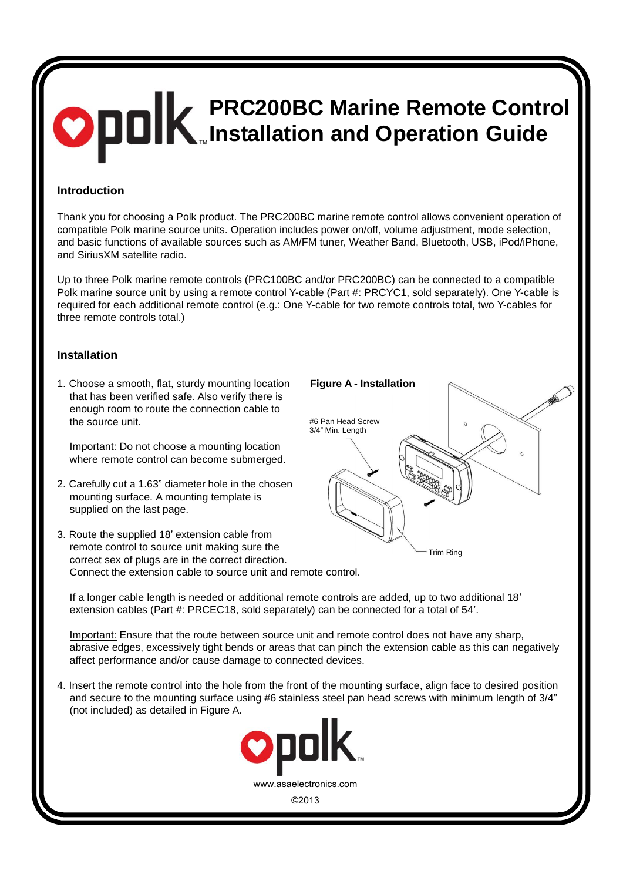# PRC200BC Marine Remote Control Installation and Operation Guide

## Introduction

Thank you for choosing a Polk product. The PRC200BC marine remote control allows convenient operation of compatible Polk marine source units. Operation includes power on/off, volume adjustment, mode selection, and basic functions of available sources such as AM/FM tuner, Weather Band, Bluetooth, USB, iPod/iPhone, and SiriusXM satellite radio.

Up to three Polk marine remote controls (PRC100BC and/or PRC200BC) can be connected to a compatible Polk marine source unit by using a remote control Y-cable (Part #: PRCYC1, sold separately). One Y-cable is required for each additional remote control (e.g.: One Y-cable for two remote controls total, two Y-cables for three remote controls total.)

## Installation

1. Choose a smooth, flat, sturdy mounting location that has been verified safe. Also verify there is enough room to route the connection cable to the source unit.

   Important: Do not choose a mounting location where remote control can become submerged.

2. Carefully cut a 1.63" diameter hole in the chosen mounting surface. A mounting template is supplied on the last page.

3. Route the supplied 18' extension cable from remote control to source unit making sure the correct sex of plugs are in the correct direction. Connect the extension cable to source unit and remote control.

   If a longer cable length is needed or additional remote controls are added, up to two additional 18' extension cables (Part #: PRCEC18, sold separately) can be connected for a total of 54'.

   Important: Ensure that the route between source unit and remote control does not have any sharp, abrasive edges, excessively tight bends or areas that can pinch the extension cable as this can negatively affect performance and/or cause damage to connected devices.

4. Insert the remote control into the hole from the front of the mounting surface, align face to desired position and secure to the mounting surface using #6 stainless steel pan head screws with minimum length of 3/4" (not included) as detailed in Figure A.

**Figure A - Installation**

#6 Pan Head Screw 3/4" Min. Length

Trim Ring

www.asaelectronics.com

©2013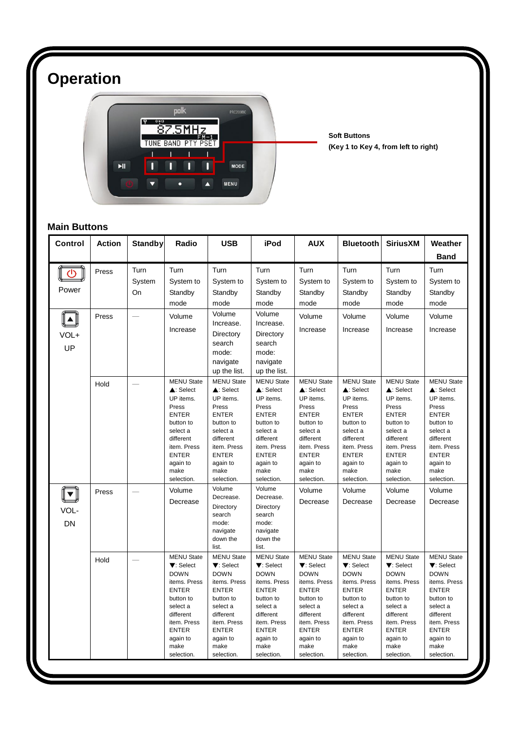# Operation

**Soft Buttons**
**(Key 1 to Key 4, from left to right)**

### Main Buttons

| Control | Action | Standby | Radio | USB | iPod | AUX | Bluetooth | SiriusXM | Weather Band |
|---|---|---|---|---|---|---|---|---|---|
| Power | Press | Turn System On | Turn System to Standby mode | Turn System to Standby mode | Turn System to Standby mode | Turn System to Standby mode | Turn System to Standby mode | Turn System to Standby mode | Turn System to Standby mode |
| VOL+ UP | Press | — | Volume Increase | Volume Increase. Directory search mode: navigate up the list. | Volume Increase. Directory search mode: navigate up the list. | Volume Increase | Volume Increase | Volume Increase | Volume Increase |
| | Hold | — | MENU State ▲: Select UP items. Press ENTER button to select a different item. Press ENTER again to make selection. | MENU State ▲: Select UP items. Press ENTER button to select a different item. Press ENTER again to make selection. | MENU State ▲: Select UP items. Press ENTER button to select a different item. Press ENTER again to make selection. | MENU State ▲: Select UP items. Press ENTER button to select a different item. Press ENTER again to make selection. | MENU State ▲: Select UP items. Press ENTER button to select a different item. Press ENTER again to make selection. | MENU State ▲: Select UP items. Press ENTER button to select a different item. Press ENTER again to make selection. | MENU State ▲: Select UP items. Press ENTER button to select a different item. Press ENTER again to make selection. |
| VOL- DN | Press | — | Volume Decrease | Volume Decrease. Directory search mode: navigate down the list. | Volume Decrease. Directory search mode: navigate down the list. | Volume Decrease | Volume Decrease | Volume Decrease | Volume Decrease |
| | Hold | — | MENU State ▼: Select DOWN items. Press ENTER button to select a different item. Press ENTER again to make selection. | MENU State ▼: Select DOWN items. Press ENTER button to select a different item. Press ENTER again to make selection. | MENU State ▼: Select DOWN items. Press ENTER button to select a different item. Press ENTER again to make selection. | MENU State ▼: Select DOWN items. Press ENTER button to select a different item. Press ENTER again to make selection. | MENU State ▼: Select DOWN items. Press ENTER button to select a different item. Press ENTER again to make selection. | MENU State ▼: Select DOWN items. Press ENTER button to select a different item. Press ENTER again to make selection. | MENU State ▼: Select DOWN items. Press ENTER button to select a different item. Press ENTER again to make selection. |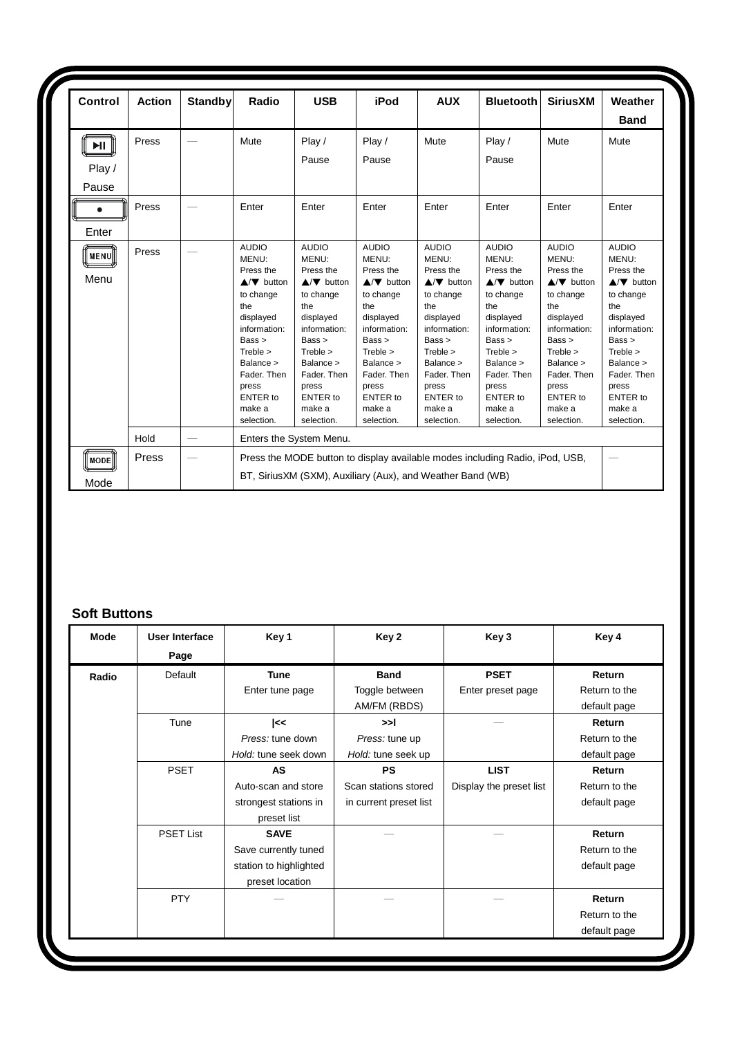| Control | Action | Standby | Radio | USB | iPod | AUX | Bluetooth | SiriusXM | Weather Band |
|---|---|---|---|---|---|---|---|---|---|
| ▶II Play / Pause | Press | — | Mute | Play / Pause | Play / Pause | Mute | Play / Pause | Mute | Mute |
| • Enter | Press | — | Enter | Enter | Enter | Enter | Enter | Enter | Enter |
| MENU Menu | Press | — | AUDIO MENU: Press the ▲/▼ button to change the displayed information: Bass > Treble > Balance > Fader. Then press ENTER to make a selection. | AUDIO MENU: Press the ▲/▼ button to change the displayed information: Bass > Treble > Balance > Fader. Then press ENTER to make a selection. | AUDIO MENU: Press the ▲/▼ button to change the displayed information: Bass > Treble > Balance > Fader. Then press ENTER to make a selection. | AUDIO MENU: Press the ▲/▼ button to change the displayed information: Bass > Treble > Balance > Fader. Then press ENTER to make a selection. | AUDIO MENU: Press the ▲/▼ button to change the displayed information: Bass > Treble > Balance > Fader. Then press ENTER to make a selection. | AUDIO MENU: Press the ▲/▼ button to change the displayed information: Bass > Treble > Balance > Fader. Then press ENTER to make a selection. | AUDIO MENU: Press the ▲/▼ button to change the displayed information: Bass > Treble > Balance > Fader. Then press ENTER to make a selection. |
| | Hold | — | Enters the System Menu. | | | | | | |
| MODE Mode | Press | — | Press the MODE button to display available modes including Radio, iPod, USB, BT, SiriusXM (SXM), Auxiliary (Aux), and Weather Band (WB) | | | | | | — |

## Soft Buttons

| Mode | User Interface Page | Key 1 | Key 2 | Key 3 | Key 4 |
|---|---|---|---|---|---|
| **Radio** | Default | **Tune** Enter tune page | **Band** Toggle between AM/FM (RBDS) | **PSET** Enter preset page | **Return** Return to the default page |
| | Tune | **\|<<** *Press:* tune down *Hold:* tune seek down | **>>\|** *Press:* tune up *Hold:* tune seek up | — | **Return** Return to the default page |
| | PSET | **AS** Auto-scan and store strongest stations in preset list | **PS** Scan stations stored in current preset list | **LIST** Display the preset list | **Return** Return to the default page |
| | PSET List | **SAVE** Save currently tuned station to highlighted preset location | — | — | **Return** Return to the default page |
| | PTY | — | — | — | **Return** Return to the default page |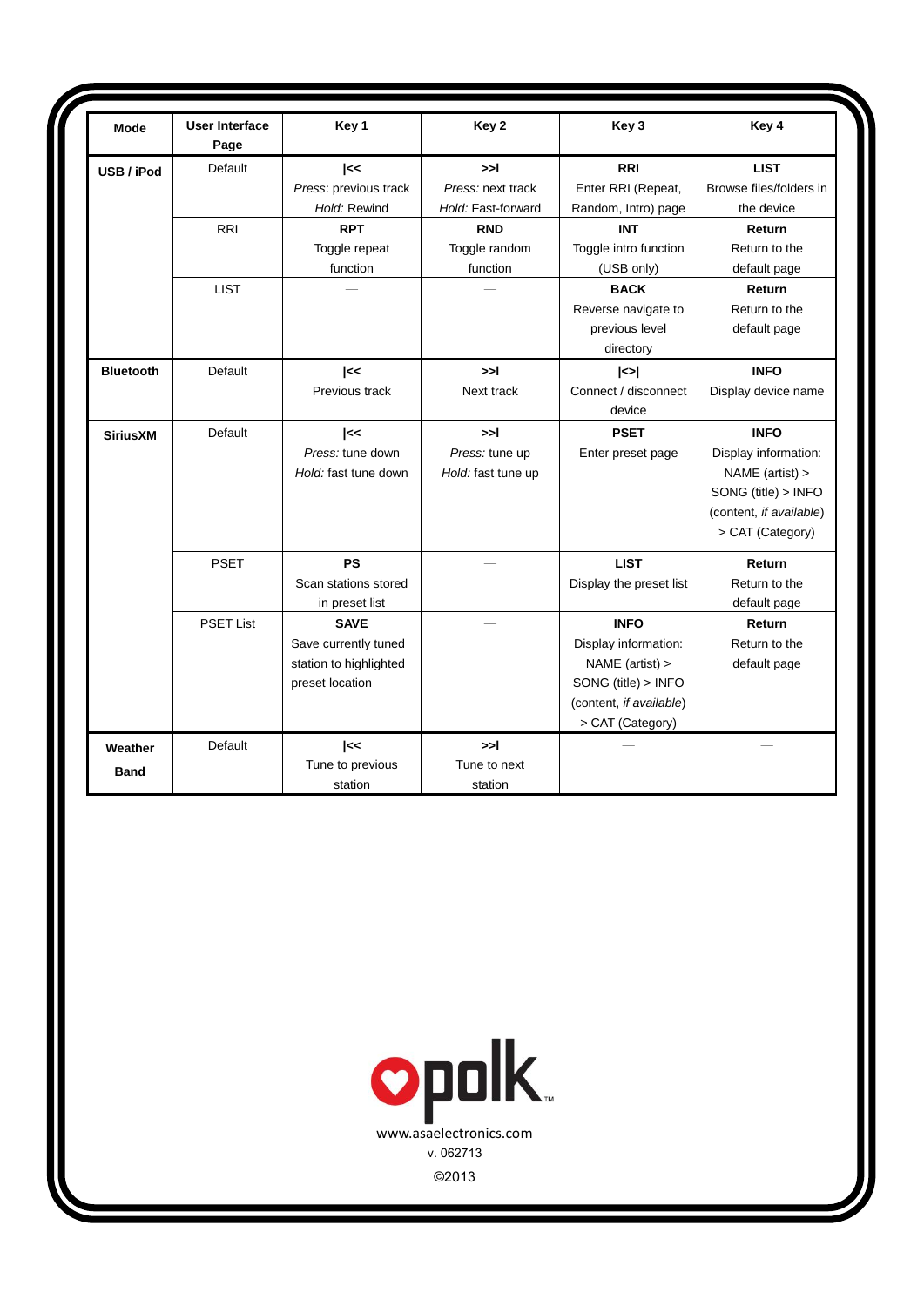| Mode | User Interface Page | Key 1 | Key 2 | Key 3 | Key 4 |
|---|---|---|---|---|---|
| **USB / iPod** | Default | **\|<<** *Press*: previous track *Hold:* Rewind | **>>\|** *Press:* next track *Hold:* Fast-forward | **RRI** Enter RRI (Repeat, Random, Intro) page | **LIST** Browse files/folders in the device |
| | RRI | **RPT** Toggle repeat function | **RND** Toggle random function | **INT** Toggle intro function (USB only) | **Return** Return to the default page |
| | LIST | — | — | **BACK** Reverse navigate to previous level directory | **Return** Return to the default page |
| **Bluetooth** | Default | **\|<<** Previous track | **>>\|** Next track | **\|<>\|** Connect / disconnect device | **INFO** Display device name |
| **SiriusXM** | Default | **\|<<** *Press:* tune down *Hold:* fast tune down | **>>\|** *Press:* tune up *Hold:* fast tune up | **PSET** Enter preset page | **INFO** Display information: NAME (artist) > SONG (title) > INFO (content, *if available*) > CAT (Category) |
| | PSET | **PS** Scan stations stored in preset list | — | **LIST** Display the preset list | **Return** Return to the default page |
| | PSET List | **SAVE** Save currently tuned station to highlighted preset location | — | **INFO** Display information: NAME (artist) > SONG (title) > INFO (content, *if available*) > CAT (Category) | **Return** Return to the default page |
| **Weather Band** | Default | **\|<<** Tune to previous station | **>>\|** Tune to next station | — | — |

polk

www.asaelectronics.com

v. 062713

©2013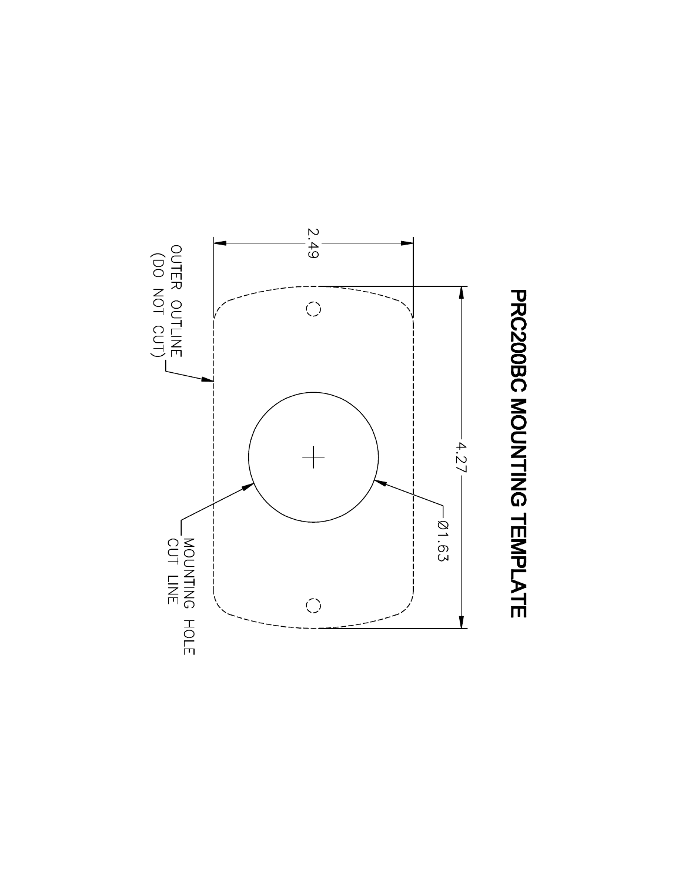# PRC200BC MOUNTING TEMPLATE

2.49

4.27

Ø1.63

OUTER OUTLINE
(DO NOT CUT)

MOUNTING HOLE
CUT LINE